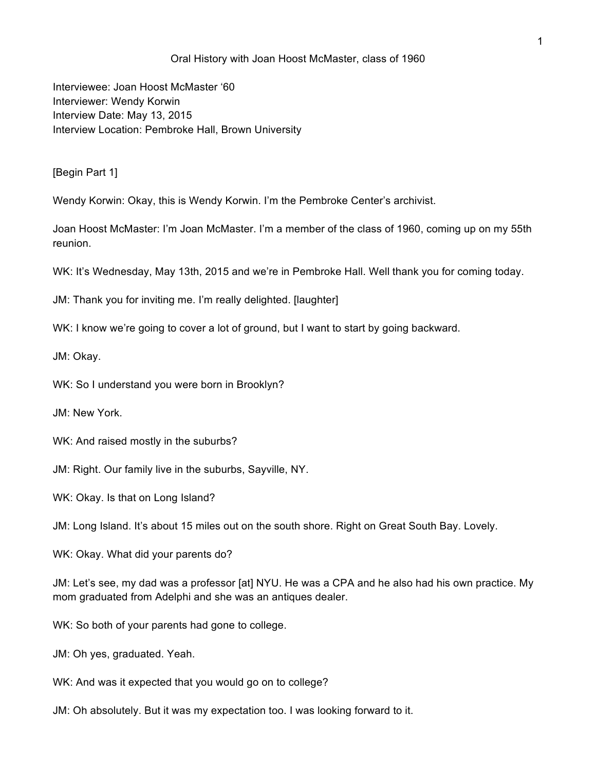# Oral History with Joan Hoost McMaster, class of 1960

Interviewee: Joan Hoost McMaster '60
Interviewer: Wendy Korwin
Interview Date: May 13, 2015
Interview Location: Pembroke Hall, Brown University

[Begin Part 1]

Wendy Korwin: Okay, this is Wendy Korwin. I'm the Pembroke Center's archivist.

Joan Hoost McMaster: I'm Joan McMaster. I'm a member of the class of 1960, coming up on my 55th reunion.

WK: It's Wednesday, May 13th, 2015 and we're in Pembroke Hall. Well thank you for coming today.

JM: Thank you for inviting me. I'm really delighted. [laughter]

WK: I know we're going to cover a lot of ground, but I want to start by going backward.

JM: Okay.

WK: So I understand you were born in Brooklyn?

JM: New York.

WK: And raised mostly in the suburbs?

JM: Right. Our family live in the suburbs, Sayville, NY.

WK: Okay. Is that on Long Island?

JM: Long Island. It's about 15 miles out on the south shore. Right on Great South Bay. Lovely.

WK: Okay. What did your parents do?

JM: Let's see, my dad was a professor [at] NYU. He was a CPA and he also had his own practice. My mom graduated from Adelphi and she was an antiques dealer.

WK: So both of your parents had gone to college.

JM: Oh yes, graduated. Yeah.

WK: And was it expected that you would go on to college?

JM: Oh absolutely. But it was my expectation too. I was looking forward to it.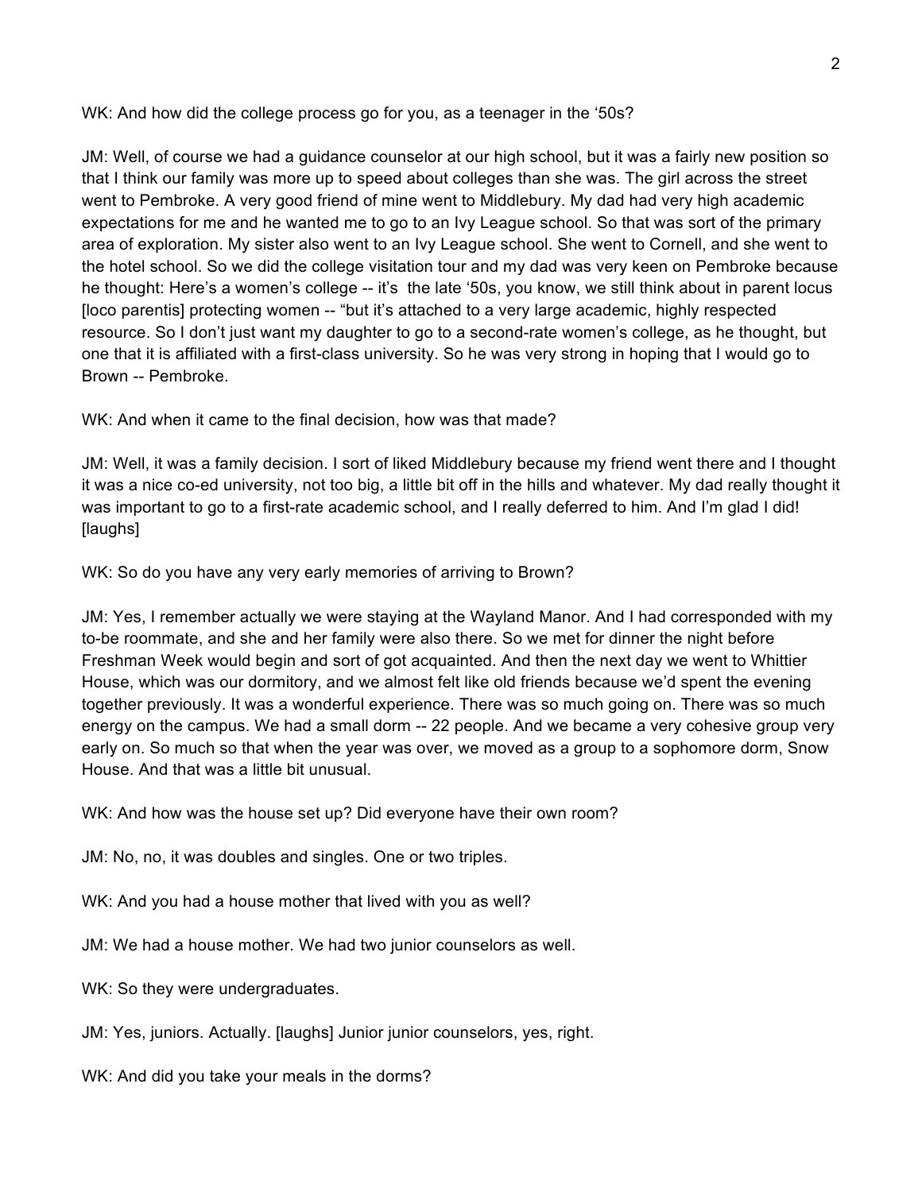WK: And how did the college process go for you, as a teenager in the '50s?

JM: Well, of course we had a guidance counselor at our high school, but it was a fairly new position so that I think our family was more up to speed about colleges than she was. The girl across the street went to Pembroke. A very good friend of mine went to Middlebury. My dad had very high academic expectations for me and he wanted me to go to an Ivy League school. So that was sort of the primary area of exploration. My sister also went to an Ivy League school. She went to Cornell, and she went to the hotel school. So we did the college visitation tour and my dad was very keen on Pembroke because he thought: Here's a women's college -- it's the late '50s, you know, we still think about in parent locus [loco parentis] protecting women -- "but it's attached to a very large academic, highly respected resource. So I don't just want my daughter to go to a second-rate women's college, as he thought, but one that it is affiliated with a first-class university. So he was very strong in hoping that I would go to Brown -- Pembroke.

WK: And when it came to the final decision, how was that made?

JM: Well, it was a family decision. I sort of liked Middlebury because my friend went there and I thought it was a nice co-ed university, not too big, a little bit off in the hills and whatever. My dad really thought it was important to go to a first-rate academic school, and I really deferred to him. And I'm glad I did! [laughs]

WK: So do you have any very early memories of arriving to Brown?

JM: Yes, I remember actually we were staying at the Wayland Manor. And I had corresponded with my to-be roommate, and she and her family were also there. So we met for dinner the night before Freshman Week would begin and sort of got acquainted. And then the next day we went to Whittier House, which was our dormitory, and we almost felt like old friends because we'd spent the evening together previously. It was a wonderful experience. There was so much going on. There was so much energy on the campus. We had a small dorm -- 22 people. And we became a very cohesive group very early on. So much so that when the year was over, we moved as a group to a sophomore dorm, Snow House. And that was a little bit unusual.

WK: And how was the house set up? Did everyone have their own room?

JM: No, no, it was doubles and singles. One or two triples.

WK: And you had a house mother that lived with you as well?

JM: We had a house mother. We had two junior counselors as well.

WK: So they were undergraduates.

JM: Yes, juniors. Actually. [laughs] Junior junior counselors, yes, right.

WK: And did you take your meals in the dorms?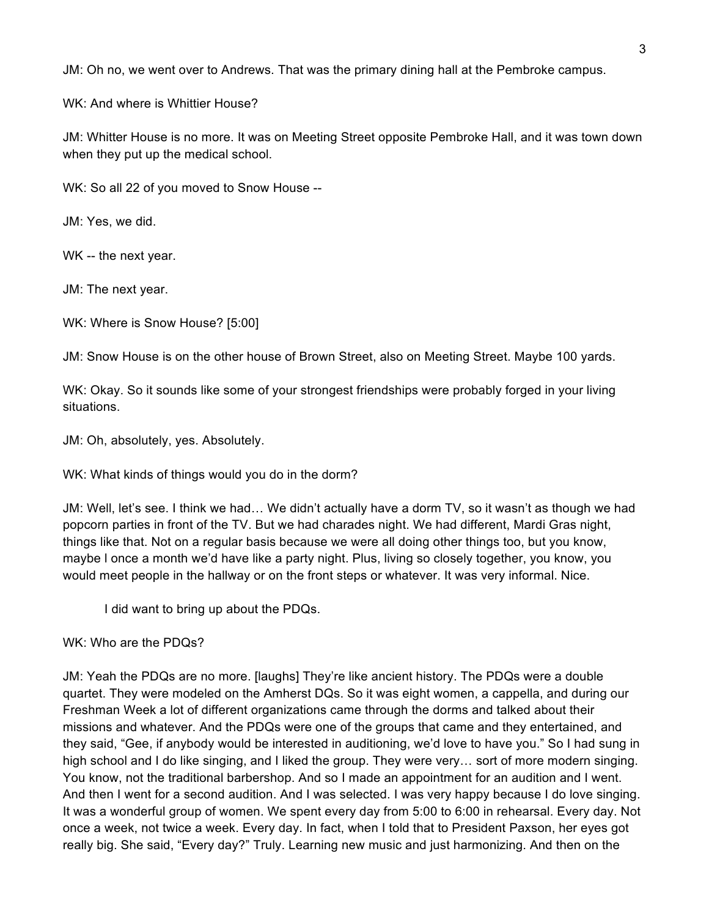JM: Oh no, we went over to Andrews. That was the primary dining hall at the Pembroke campus.

WK: And where is Whittier House?

JM: Whitter House is no more. It was on Meeting Street opposite Pembroke Hall, and it was town down when they put up the medical school.

WK: So all 22 of you moved to Snow House --

JM: Yes, we did.

WK -- the next year.

JM: The next year.

WK: Where is Snow House? [5:00]

JM: Snow House is on the other house of Brown Street, also on Meeting Street. Maybe 100 yards.

WK: Okay. So it sounds like some of your strongest friendships were probably forged in your living situations.

JM: Oh, absolutely, yes. Absolutely.

WK: What kinds of things would you do in the dorm?

JM: Well, let's see. I think we had… We didn't actually have a dorm TV, so it wasn't as though we had popcorn parties in front of the TV. But we had charades night. We had different, Mardi Gras night, things like that. Not on a regular basis because we were all doing other things too, but you know, maybe l once a month we'd have like a party night. Plus, living so closely together, you know, you would meet people in the hallway or on the front steps or whatever. It was very informal. Nice.

I did want to bring up about the PDQs.

WK: Who are the PDQs?

JM: Yeah the PDQs are no more. [laughs] They're like ancient history. The PDQs were a double quartet. They were modeled on the Amherst DQs. So it was eight women, a cappella, and during our Freshman Week a lot of different organizations came through the dorms and talked about their missions and whatever. And the PDQs were one of the groups that came and they entertained, and they said, "Gee, if anybody would be interested in auditioning, we'd love to have you." So I had sung in high school and I do like singing, and I liked the group. They were very… sort of more modern singing. You know, not the traditional barbershop. And so I made an appointment for an audition and I went. And then I went for a second audition. And I was selected. I was very happy because I do love singing. It was a wonderful group of women. We spent every day from 5:00 to 6:00 in rehearsal. Every day. Not once a week, not twice a week. Every day. In fact, when I told that to President Paxson, her eyes got really big. She said, "Every day?" Truly. Learning new music and just harmonizing. And then on the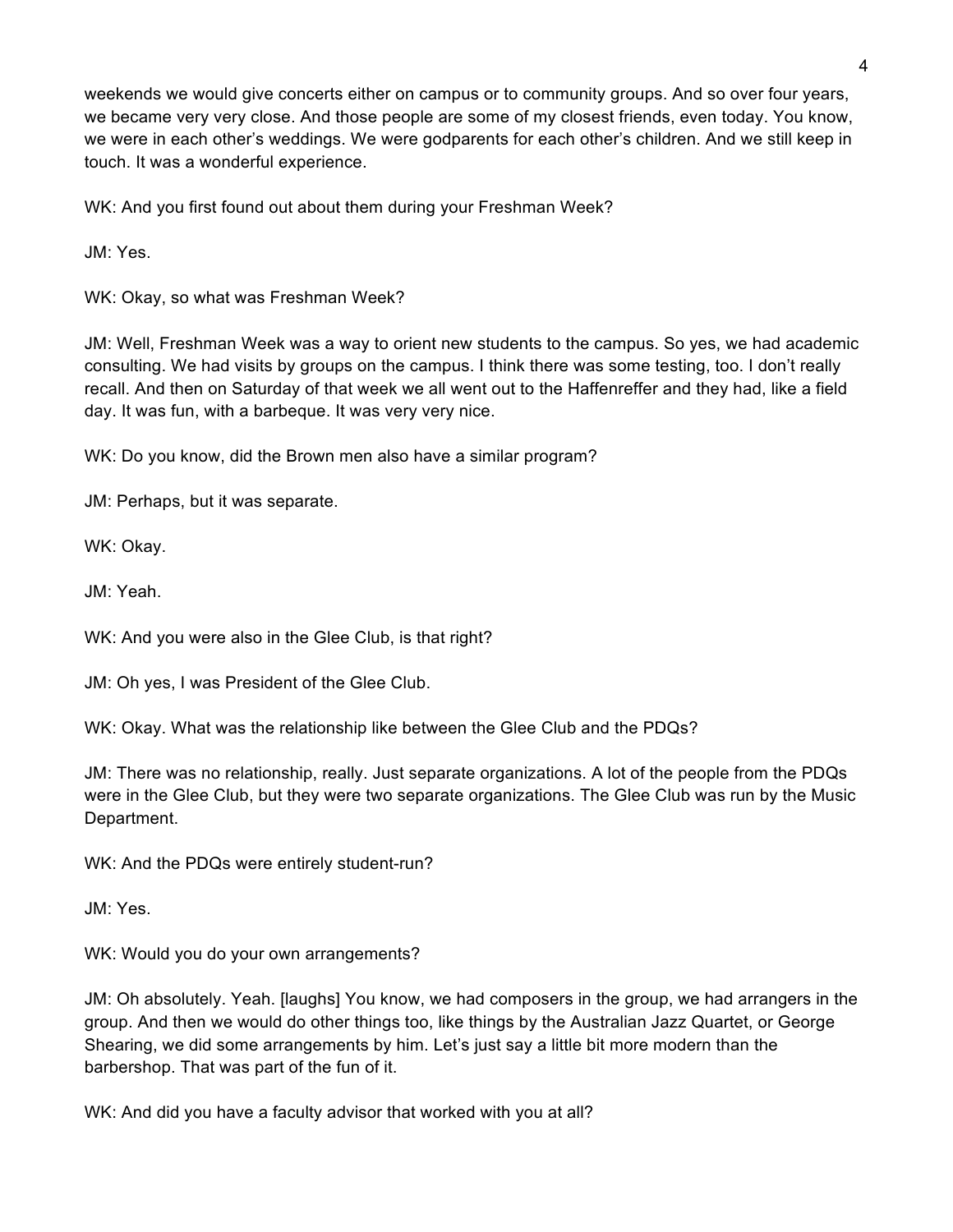weekends we would give concerts either on campus or to community groups. And so over four years, we became very very close. And those people are some of my closest friends, even today. You know, we were in each other's weddings. We were godparents for each other's children. And we still keep in touch. It was a wonderful experience.

WK: And you first found out about them during your Freshman Week?

JM: Yes.

WK: Okay, so what was Freshman Week?

JM: Well, Freshman Week was a way to orient new students to the campus. So yes, we had academic consulting. We had visits by groups on the campus. I think there was some testing, too. I don't really recall. And then on Saturday of that week we all went out to the Haffenreffer and they had, like a field day. It was fun, with a barbeque. It was very very nice.

WK: Do you know, did the Brown men also have a similar program?

JM: Perhaps, but it was separate.

WK: Okay.

JM: Yeah.

WK: And you were also in the Glee Club, is that right?

JM: Oh yes, I was President of the Glee Club.

WK: Okay. What was the relationship like between the Glee Club and the PDQs?

JM: There was no relationship, really. Just separate organizations. A lot of the people from the PDQs were in the Glee Club, but they were two separate organizations. The Glee Club was run by the Music Department.

WK: And the PDQs were entirely student-run?

JM: Yes.

WK: Would you do your own arrangements?

JM: Oh absolutely. Yeah. [laughs] You know, we had composers in the group, we had arrangers in the group. And then we would do other things too, like things by the Australian Jazz Quartet, or George Shearing, we did some arrangements by him. Let's just say a little bit more modern than the barbershop. That was part of the fun of it.

WK: And did you have a faculty advisor that worked with you at all?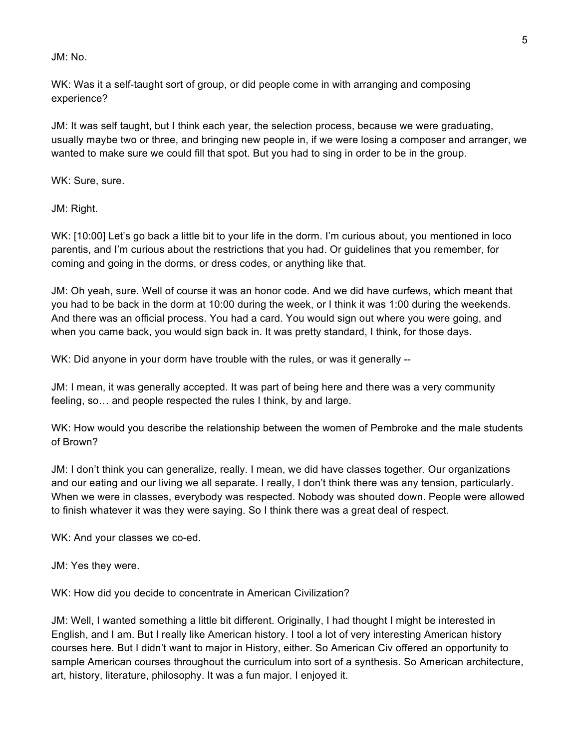JM: No.

WK: Was it a self-taught sort of group, or did people come in with arranging and composing experience?

JM: It was self taught, but I think each year, the selection process, because we were graduating, usually maybe two or three, and bringing new people in, if we were losing a composer and arranger, we wanted to make sure we could fill that spot. But you had to sing in order to be in the group.

WK: Sure, sure.

JM: Right.

WK: [10:00] Let's go back a little bit to your life in the dorm. I'm curious about, you mentioned in loco parentis, and I'm curious about the restrictions that you had. Or guidelines that you remember, for coming and going in the dorms, or dress codes, or anything like that.

JM: Oh yeah, sure. Well of course it was an honor code. And we did have curfews, which meant that you had to be back in the dorm at 10:00 during the week, or I think it was 1:00 during the weekends. And there was an official process. You had a card. You would sign out where you were going, and when you came back, you would sign back in. It was pretty standard, I think, for those days.

WK: Did anyone in your dorm have trouble with the rules, or was it generally --

JM: I mean, it was generally accepted. It was part of being here and there was a very community feeling, so… and people respected the rules I think, by and large.

WK: How would you describe the relationship between the women of Pembroke and the male students of Brown?

JM: I don't think you can generalize, really. I mean, we did have classes together. Our organizations and our eating and our living we all separate. I really, I don't think there was any tension, particularly. When we were in classes, everybody was respected. Nobody was shouted down. People were allowed to finish whatever it was they were saying. So I think there was a great deal of respect.

WK: And your classes we co-ed.

JM: Yes they were.

WK: How did you decide to concentrate in American Civilization?

JM: Well, I wanted something a little bit different. Originally, I had thought I might be interested in English, and I am. But I really like American history. I tool a lot of very interesting American history courses here. But I didn't want to major in History, either. So American Civ offered an opportunity to sample American courses throughout the curriculum into sort of a synthesis. So American architecture, art, history, literature, philosophy. It was a fun major. I enjoyed it.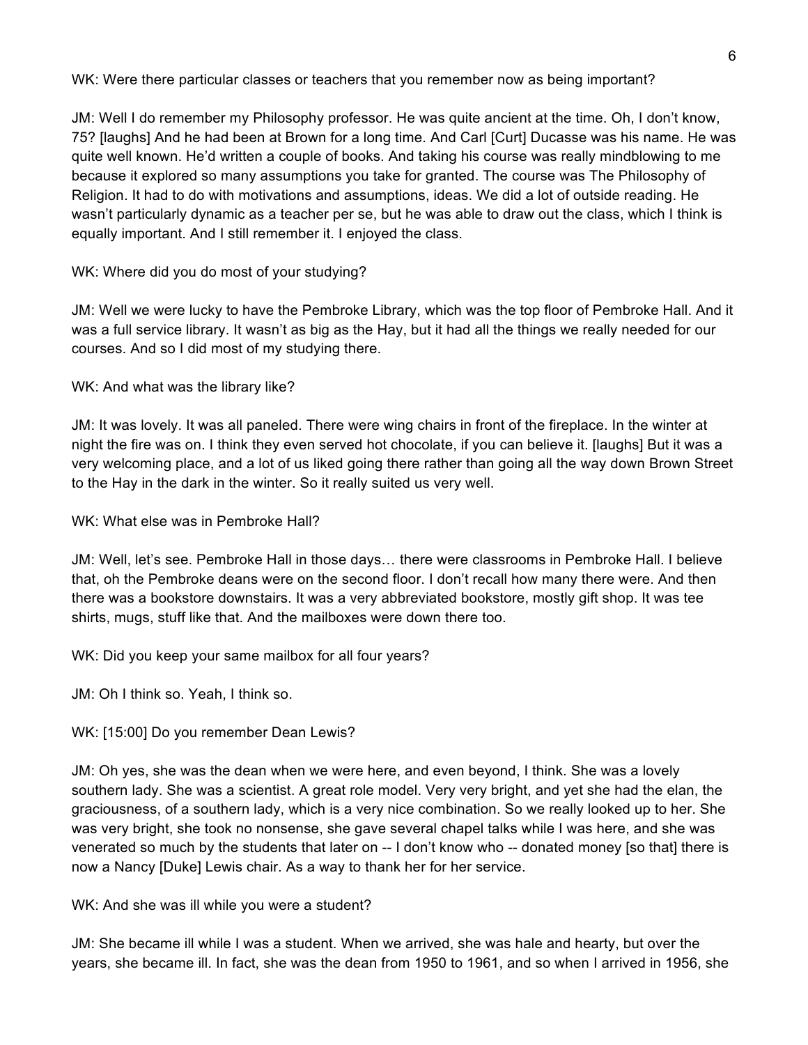WK: Were there particular classes or teachers that you remember now as being important?

JM: Well I do remember my Philosophy professor. He was quite ancient at the time. Oh, I don't know, 75? [laughs] And he had been at Brown for a long time. And Carl [Curt] Ducasse was his name. He was quite well known. He'd written a couple of books. And taking his course was really mindblowing to me because it explored so many assumptions you take for granted. The course was The Philosophy of Religion. It had to do with motivations and assumptions, ideas. We did a lot of outside reading. He wasn't particularly dynamic as a teacher per se, but he was able to draw out the class, which I think is equally important. And I still remember it. I enjoyed the class.

WK: Where did you do most of your studying?

JM: Well we were lucky to have the Pembroke Library, which was the top floor of Pembroke Hall. And it was a full service library. It wasn't as big as the Hay, but it had all the things we really needed for our courses. And so I did most of my studying there.

WK: And what was the library like?

JM: It was lovely. It was all paneled. There were wing chairs in front of the fireplace. In the winter at night the fire was on. I think they even served hot chocolate, if you can believe it. [laughs] But it was a very welcoming place, and a lot of us liked going there rather than going all the way down Brown Street to the Hay in the dark in the winter. So it really suited us very well.

WK: What else was in Pembroke Hall?

JM: Well, let's see. Pembroke Hall in those days… there were classrooms in Pembroke Hall. I believe that, oh the Pembroke deans were on the second floor. I don't recall how many there were. And then there was a bookstore downstairs. It was a very abbreviated bookstore, mostly gift shop. It was tee shirts, mugs, stuff like that. And the mailboxes were down there too.

WK: Did you keep your same mailbox for all four years?

JM: Oh I think so. Yeah, I think so.

WK: [15:00] Do you remember Dean Lewis?

JM: Oh yes, she was the dean when we were here, and even beyond, I think. She was a lovely southern lady. She was a scientist. A great role model. Very very bright, and yet she had the elan, the graciousness, of a southern lady, which is a very nice combination. So we really looked up to her. She was very bright, she took no nonsense, she gave several chapel talks while I was here, and she was venerated so much by the students that later on -- I don't know who -- donated money [so that] there is now a Nancy [Duke] Lewis chair. As a way to thank her for her service.

WK: And she was ill while you were a student?

JM: She became ill while I was a student. When we arrived, she was hale and hearty, but over the years, she became ill. In fact, she was the dean from 1950 to 1961, and so when I arrived in 1956, she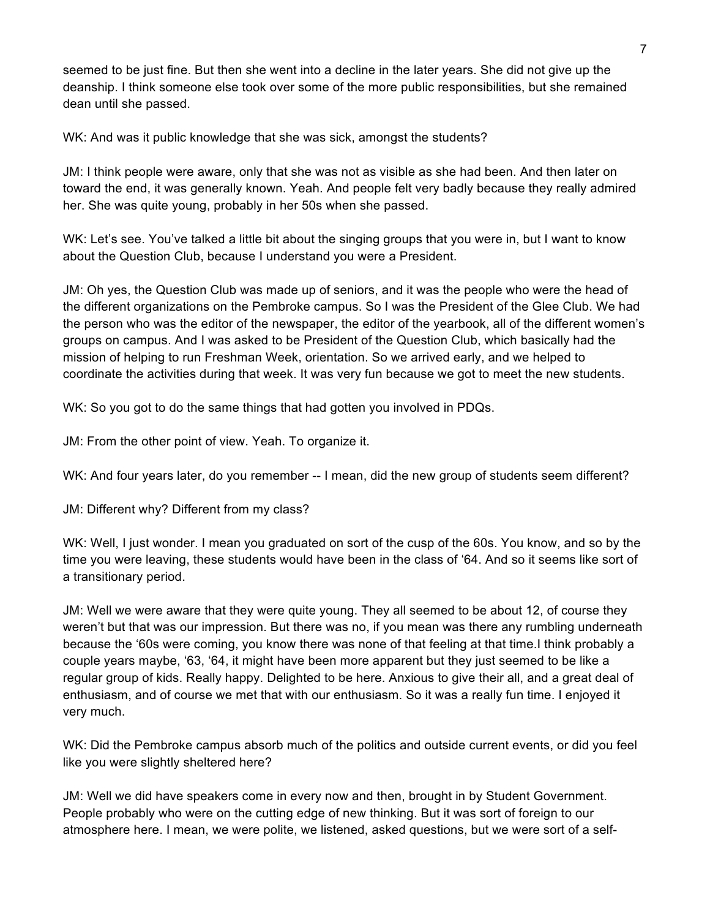seemed to be just fine. But then she went into a decline in the later years. She did not give up the deanship. I think someone else took over some of the more public responsibilities, but she remained dean until she passed.

WK: And was it public knowledge that she was sick, amongst the students?

JM: I think people were aware, only that she was not as visible as she had been. And then later on toward the end, it was generally known. Yeah. And people felt very badly because they really admired her. She was quite young, probably in her 50s when she passed.

WK: Let's see. You've talked a little bit about the singing groups that you were in, but I want to know about the Question Club, because I understand you were a President.

JM: Oh yes, the Question Club was made up of seniors, and it was the people who were the head of the different organizations on the Pembroke campus. So I was the President of the Glee Club. We had the person who was the editor of the newspaper, the editor of the yearbook, all of the different women's groups on campus. And I was asked to be President of the Question Club, which basically had the mission of helping to run Freshman Week, orientation. So we arrived early, and we helped to coordinate the activities during that week. It was very fun because we got to meet the new students.

WK: So you got to do the same things that had gotten you involved in PDQs.

JM: From the other point of view. Yeah. To organize it.

WK: And four years later, do you remember -- I mean, did the new group of students seem different?

JM: Different why? Different from my class?

WK: Well, I just wonder. I mean you graduated on sort of the cusp of the 60s. You know, and so by the time you were leaving, these students would have been in the class of '64. And so it seems like sort of a transitionary period.

JM: Well we were aware that they were quite young. They all seemed to be about 12, of course they weren't but that was our impression. But there was no, if you mean was there any rumbling underneath because the '60s were coming, you know there was none of that feeling at that time.I think probably a couple years maybe, '63, '64, it might have been more apparent but they just seemed to be like a regular group of kids. Really happy. Delighted to be here. Anxious to give their all, and a great deal of enthusiasm, and of course we met that with our enthusiasm. So it was a really fun time. I enjoyed it very much.

WK: Did the Pembroke campus absorb much of the politics and outside current events, or did you feel like you were slightly sheltered here?

JM: Well we did have speakers come in every now and then, brought in by Student Government. People probably who were on the cutting edge of new thinking. But it was sort of foreign to our atmosphere here. I mean, we were polite, we listened, asked questions, but we were sort of a self-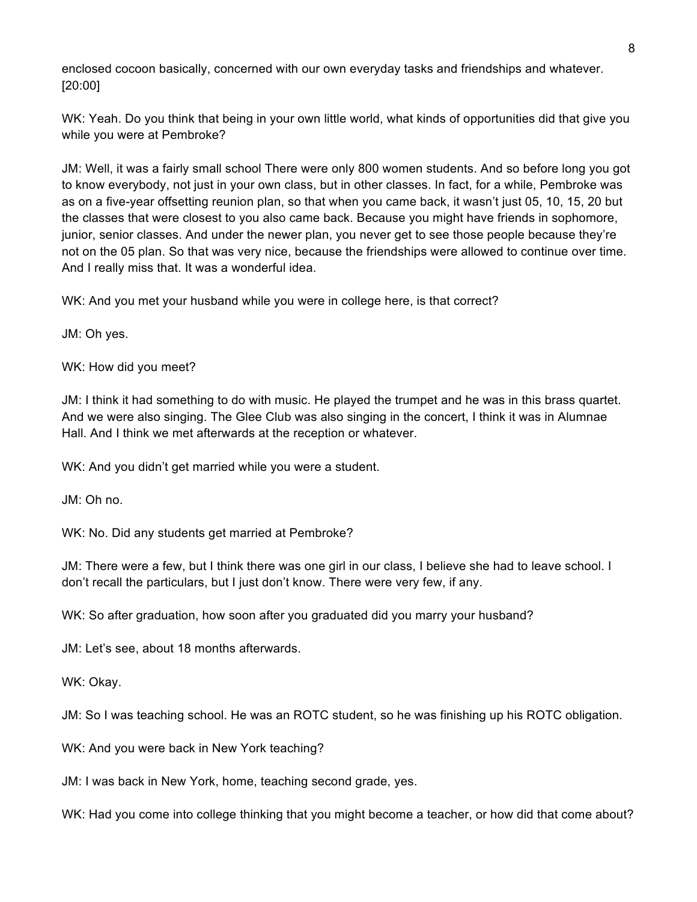enclosed cocoon basically, concerned with our own everyday tasks and friendships and whatever. [20:00]

WK: Yeah. Do you think that being in your own little world, what kinds of opportunities did that give you while you were at Pembroke?

JM: Well, it was a fairly small school There were only 800 women students. And so before long you got to know everybody, not just in your own class, but in other classes. In fact, for a while, Pembroke was as on a five-year offsetting reunion plan, so that when you came back, it wasn't just 05, 10, 15, 20 but the classes that were closest to you also came back. Because you might have friends in sophomore, junior, senior classes. And under the newer plan, you never get to see those people because they're not on the 05 plan. So that was very nice, because the friendships were allowed to continue over time. And I really miss that. It was a wonderful idea.

WK: And you met your husband while you were in college here, is that correct?

JM: Oh yes.

WK: How did you meet?

JM: I think it had something to do with music. He played the trumpet and he was in this brass quartet. And we were also singing. The Glee Club was also singing in the concert, I think it was in Alumnae Hall. And I think we met afterwards at the reception or whatever.

WK: And you didn't get married while you were a student.

JM: Oh no.

WK: No. Did any students get married at Pembroke?

JM: There were a few, but I think there was one girl in our class, I believe she had to leave school. I don't recall the particulars, but I just don't know. There were very few, if any.

WK: So after graduation, how soon after you graduated did you marry your husband?

JM: Let's see, about 18 months afterwards.

WK: Okay.

JM: So I was teaching school. He was an ROTC student, so he was finishing up his ROTC obligation.

WK: And you were back in New York teaching?

JM: I was back in New York, home, teaching second grade, yes.

WK: Had you come into college thinking that you might become a teacher, or how did that come about?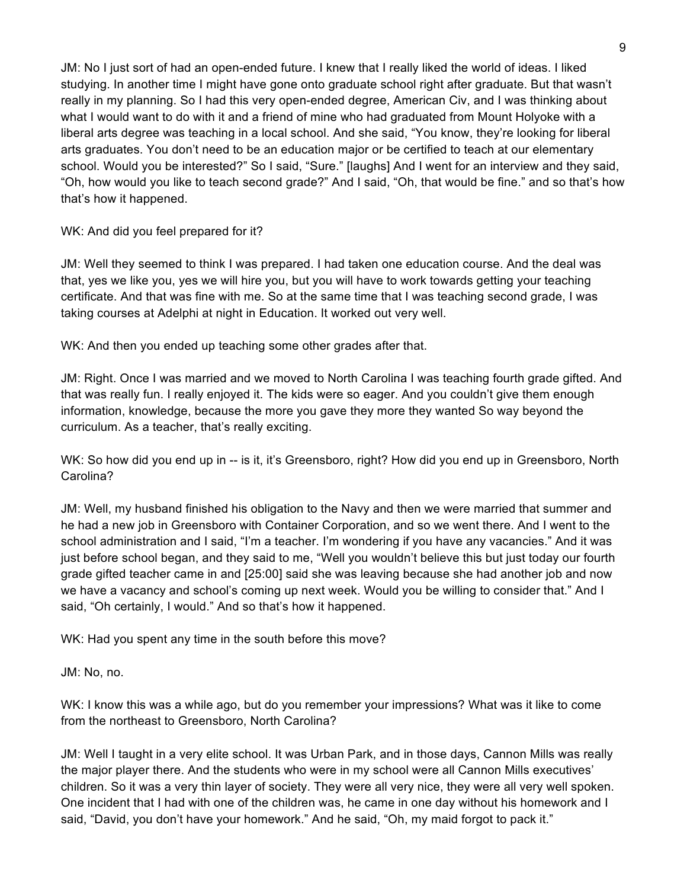JM: No I just sort of had an open-ended future. I knew that I really liked the world of ideas. I liked studying. In another time I might have gone onto graduate school right after graduate. But that wasn't really in my planning. So I had this very open-ended degree, American Civ, and I was thinking about what I would want to do with it and a friend of mine who had graduated from Mount Holyoke with a liberal arts degree was teaching in a local school. And she said, "You know, they're looking for liberal arts graduates. You don't need to be an education major or be certified to teach at our elementary school. Would you be interested?" So I said, "Sure." [laughs] And I went for an interview and they said, "Oh, how would you like to teach second grade?" And I said, "Oh, that would be fine." and so that's how that's how it happened.

WK: And did you feel prepared for it?

JM: Well they seemed to think I was prepared. I had taken one education course. And the deal was that, yes we like you, yes we will hire you, but you will have to work towards getting your teaching certificate. And that was fine with me. So at the same time that I was teaching second grade, I was taking courses at Adelphi at night in Education. It worked out very well.

WK: And then you ended up teaching some other grades after that.

JM: Right. Once I was married and we moved to North Carolina I was teaching fourth grade gifted. And that was really fun. I really enjoyed it. The kids were so eager. And you couldn't give them enough information, knowledge, because the more you gave they more they wanted So way beyond the curriculum. As a teacher, that's really exciting.

WK: So how did you end up in -- is it, it's Greensboro, right? How did you end up in Greensboro, North Carolina?

JM: Well, my husband finished his obligation to the Navy and then we were married that summer and he had a new job in Greensboro with Container Corporation, and so we went there. And I went to the school administration and I said, "I'm a teacher. I'm wondering if you have any vacancies." And it was just before school began, and they said to me, "Well you wouldn't believe this but just today our fourth grade gifted teacher came in and [25:00] said she was leaving because she had another job and now we have a vacancy and school's coming up next week. Would you be willing to consider that." And I said, "Oh certainly, I would." And so that's how it happened.

WK: Had you spent any time in the south before this move?

JM: No, no.

WK: I know this was a while ago, but do you remember your impressions? What was it like to come from the northeast to Greensboro, North Carolina?

JM: Well I taught in a very elite school. It was Urban Park, and in those days, Cannon Mills was really the major player there. And the students who were in my school were all Cannon Mills executives' children. So it was a very thin layer of society. They were all very nice, they were all very well spoken. One incident that I had with one of the children was, he came in one day without his homework and I said, "David, you don't have your homework." And he said, "Oh, my maid forgot to pack it."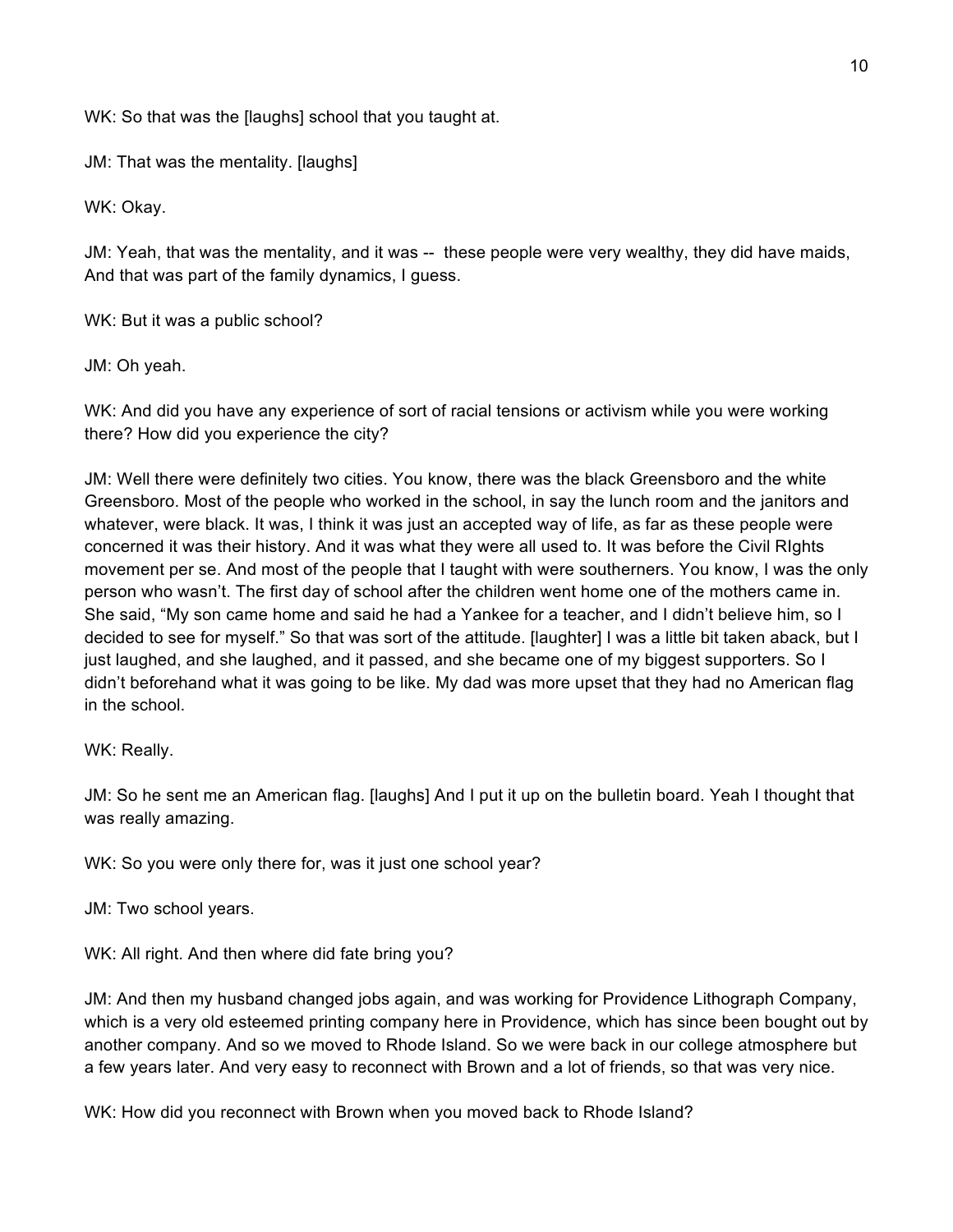WK: So that was the [laughs] school that you taught at.

JM: That was the mentality. [laughs]

WK: Okay.

JM: Yeah, that was the mentality, and it was -- these people were very wealthy, they did have maids, And that was part of the family dynamics, I guess.

WK: But it was a public school?

JM: Oh yeah.

WK: And did you have any experience of sort of racial tensions or activism while you were working there? How did you experience the city?

JM: Well there were definitely two cities. You know, there was the black Greensboro and the white Greensboro. Most of the people who worked in the school, in say the lunch room and the janitors and whatever, were black. It was, I think it was just an accepted way of life, as far as these people were concerned it was their history. And it was what they were all used to. It was before the Civil RIghts movement per se. And most of the people that I taught with were southerners. You know, I was the only person who wasn't. The first day of school after the children went home one of the mothers came in. She said, "My son came home and said he had a Yankee for a teacher, and I didn't believe him, so I decided to see for myself." So that was sort of the attitude. [laughter] I was a little bit taken aback, but I just laughed, and she laughed, and it passed, and she became one of my biggest supporters. So I didn't beforehand what it was going to be like. My dad was more upset that they had no American flag in the school.

WK: Really.

JM: So he sent me an American flag. [laughs] And I put it up on the bulletin board. Yeah I thought that was really amazing.

WK: So you were only there for, was it just one school year?

JM: Two school years.

WK: All right. And then where did fate bring you?

JM: And then my husband changed jobs again, and was working for Providence Lithograph Company, which is a very old esteemed printing company here in Providence, which has since been bought out by another company. And so we moved to Rhode Island. So we were back in our college atmosphere but a few years later. And very easy to reconnect with Brown and a lot of friends, so that was very nice.

WK: How did you reconnect with Brown when you moved back to Rhode Island?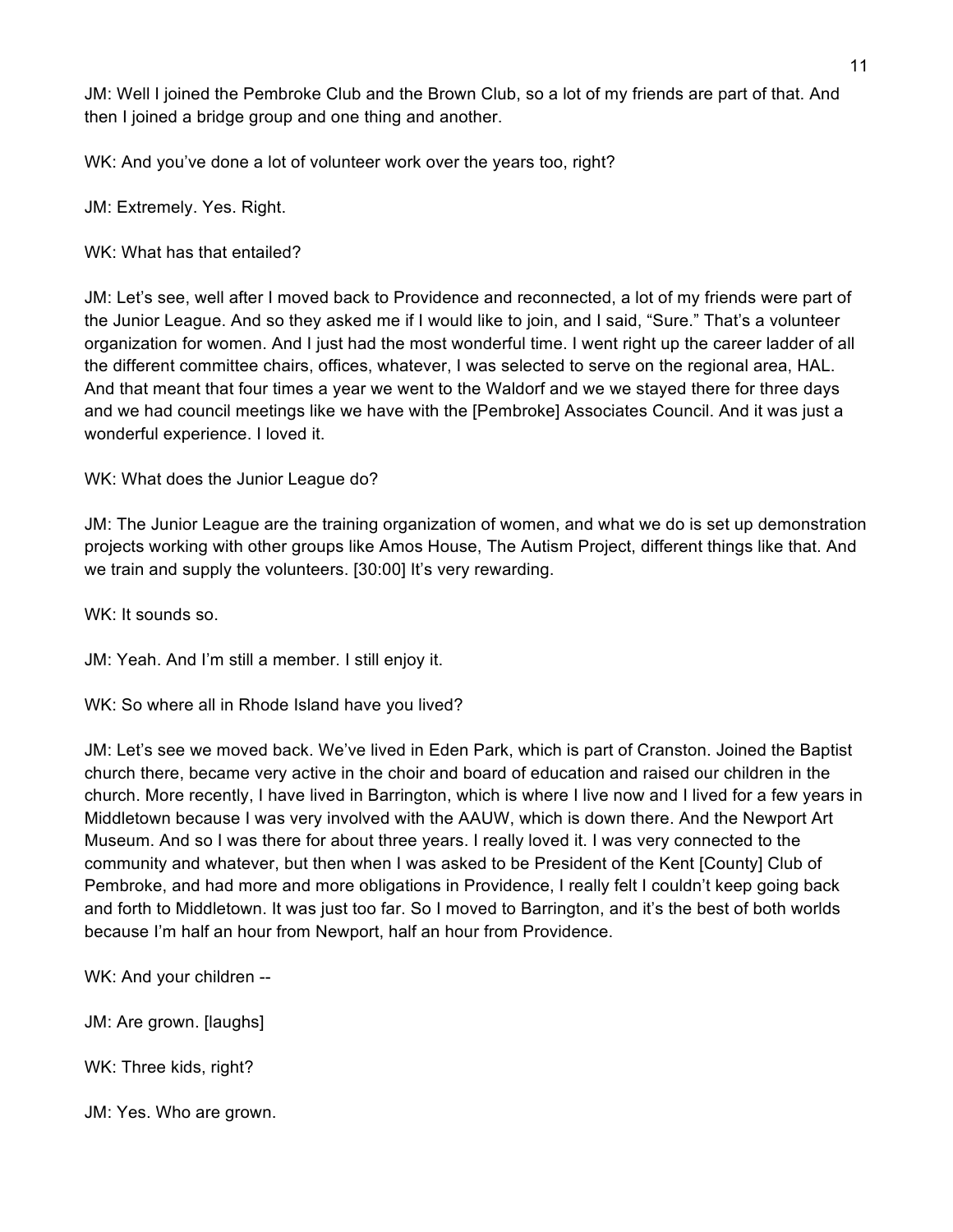JM: Well I joined the Pembroke Club and the Brown Club, so a lot of my friends are part of that. And then I joined a bridge group and one thing and another.

WK: And you've done a lot of volunteer work over the years too, right?

JM: Extremely. Yes. Right.

WK: What has that entailed?

JM: Let's see, well after I moved back to Providence and reconnected, a lot of my friends were part of the Junior League. And so they asked me if I would like to join, and I said, "Sure." That's a volunteer organization for women. And I just had the most wonderful time. I went right up the career ladder of all the different committee chairs, offices, whatever, I was selected to serve on the regional area, HAL. And that meant that four times a year we went to the Waldorf and we we stayed there for three days and we had council meetings like we have with the [Pembroke] Associates Council. And it was just a wonderful experience. I loved it.

WK: What does the Junior League do?

JM: The Junior League are the training organization of women, and what we do is set up demonstration projects working with other groups like Amos House, The Autism Project, different things like that. And we train and supply the volunteers. [30:00] It's very rewarding.

WK: It sounds so.

JM: Yeah. And I'm still a member. I still enjoy it.

WK: So where all in Rhode Island have you lived?

JM: Let's see we moved back. We've lived in Eden Park, which is part of Cranston. Joined the Baptist church there, became very active in the choir and board of education and raised our children in the church. More recently, I have lived in Barrington, which is where I live now and I lived for a few years in Middletown because I was very involved with the AAUW, which is down there. And the Newport Art Museum. And so I was there for about three years. I really loved it. I was very connected to the community and whatever, but then when I was asked to be President of the Kent [County] Club of Pembroke, and had more and more obligations in Providence, I really felt I couldn't keep going back and forth to Middletown. It was just too far. So I moved to Barrington, and it's the best of both worlds because I'm half an hour from Newport, half an hour from Providence.

WK: And your children --

JM: Are grown. [laughs]

WK: Three kids, right?

JM: Yes. Who are grown.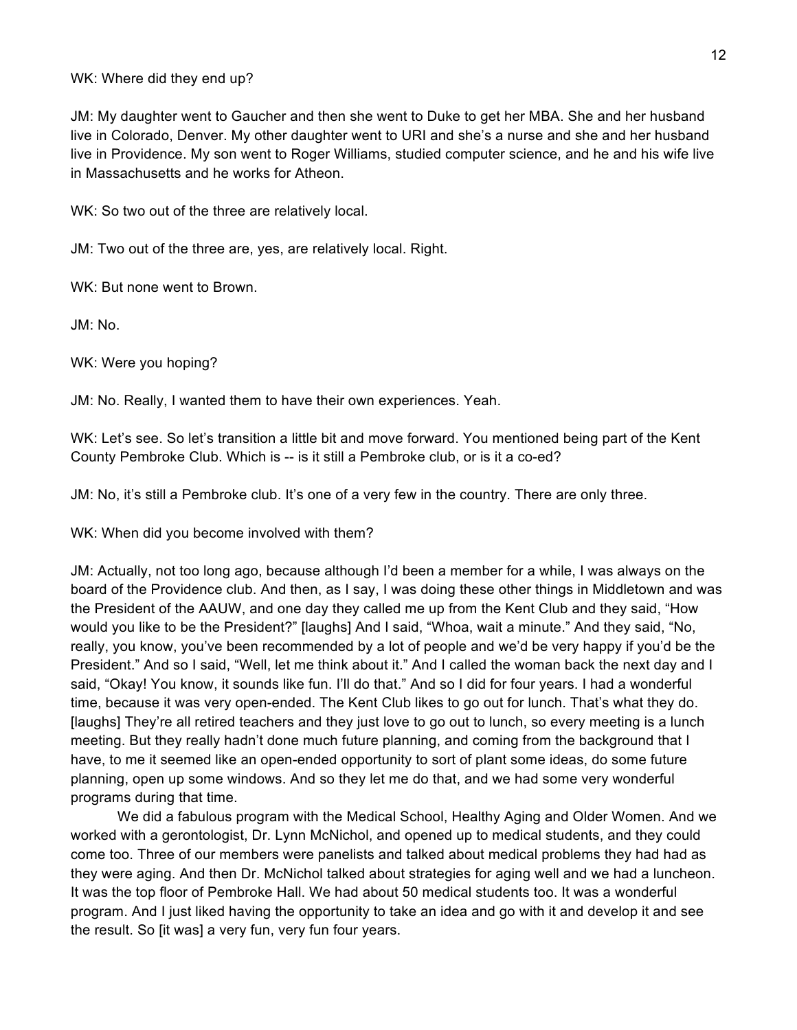WK: Where did they end up?

JM: My daughter went to Gaucher and then she went to Duke to get her MBA. She and her husband live in Colorado, Denver. My other daughter went to URI and she's a nurse and she and her husband live in Providence. My son went to Roger Williams, studied computer science, and he and his wife live in Massachusetts and he works for Atheon.

WK: So two out of the three are relatively local.

JM: Two out of the three are, yes, are relatively local. Right.

WK: But none went to Brown.

JM: No.

WK: Were you hoping?

JM: No. Really, I wanted them to have their own experiences. Yeah.

WK: Let's see. So let's transition a little bit and move forward. You mentioned being part of the Kent County Pembroke Club. Which is -- is it still a Pembroke club, or is it a co-ed?

JM: No, it's still a Pembroke club. It's one of a very few in the country. There are only three.

WK: When did you become involved with them?

JM: Actually, not too long ago, because although I'd been a member for a while, I was always on the board of the Providence club. And then, as I say, I was doing these other things in Middletown and was the President of the AAUW, and one day they called me up from the Kent Club and they said, "How would you like to be the President?" [laughs] And I said, "Whoa, wait a minute." And they said, "No, really, you know, you've been recommended by a lot of people and we'd be very happy if you'd be the President." And so I said, "Well, let me think about it." And I called the woman back the next day and I said, "Okay! You know, it sounds like fun. I'll do that." And so I did for four years. I had a wonderful time, because it was very open-ended. The Kent Club likes to go out for lunch. That's what they do. [laughs] They're all retired teachers and they just love to go out to lunch, so every meeting is a lunch meeting. But they really hadn't done much future planning, and coming from the background that I have, to me it seemed like an open-ended opportunity to sort of plant some ideas, do some future planning, open up some windows. And so they let me do that, and we had some very wonderful programs during that time.

We did a fabulous program with the Medical School, Healthy Aging and Older Women. And we worked with a gerontologist, Dr. Lynn McNichol, and opened up to medical students, and they could come too. Three of our members were panelists and talked about medical problems they had had as they were aging. And then Dr. McNichol talked about strategies for aging well and we had a luncheon. It was the top floor of Pembroke Hall. We had about 50 medical students too. It was a wonderful program. And I just liked having the opportunity to take an idea and go with it and develop it and see the result. So [it was] a very fun, very fun four years.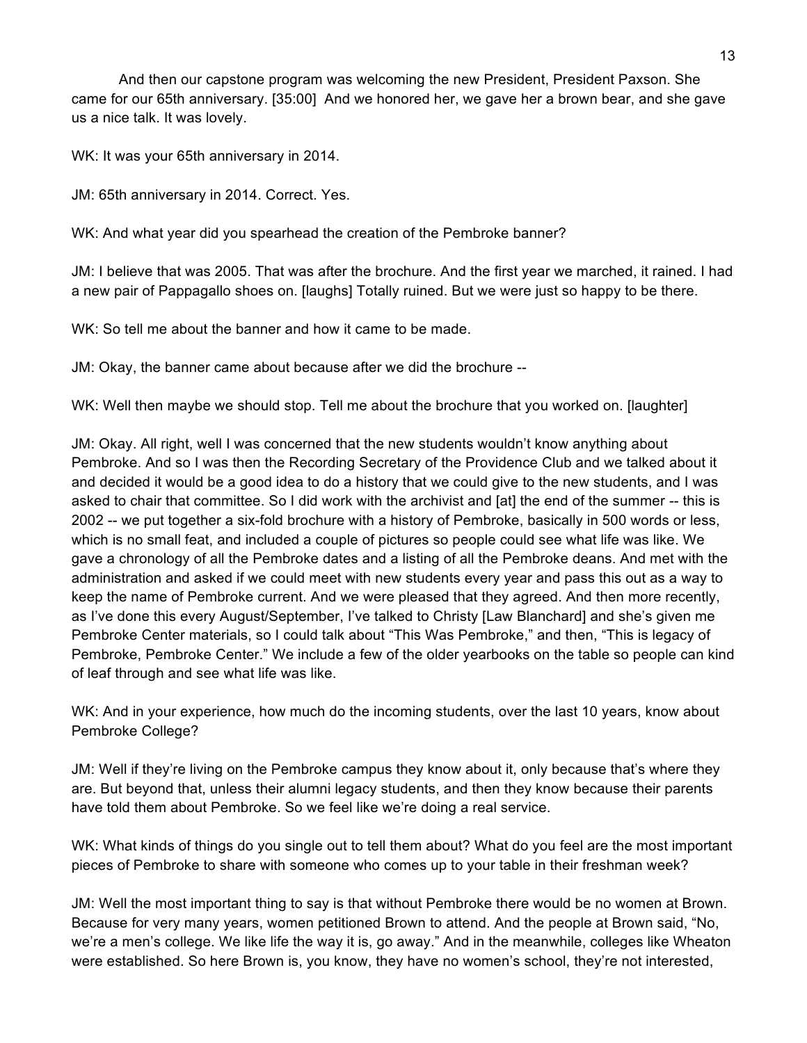And then our capstone program was welcoming the new President, President Paxson. She came for our 65th anniversary. [35:00] And we honored her, we gave her a brown bear, and she gave us a nice talk. It was lovely.

WK: It was your 65th anniversary in 2014.

JM: 65th anniversary in 2014. Correct. Yes.

WK: And what year did you spearhead the creation of the Pembroke banner?

JM: I believe that was 2005. That was after the brochure. And the first year we marched, it rained. I had a new pair of Pappagallo shoes on. [laughs] Totally ruined. But we were just so happy to be there.

WK: So tell me about the banner and how it came to be made.

JM: Okay, the banner came about because after we did the brochure --

WK: Well then maybe we should stop. Tell me about the brochure that you worked on. [laughter]

JM: Okay. All right, well I was concerned that the new students wouldn't know anything about Pembroke. And so I was then the Recording Secretary of the Providence Club and we talked about it and decided it would be a good idea to do a history that we could give to the new students, and I was asked to chair that committee. So I did work with the archivist and [at] the end of the summer -- this is 2002 -- we put together a six-fold brochure with a history of Pembroke, basically in 500 words or less, which is no small feat, and included a couple of pictures so people could see what life was like. We gave a chronology of all the Pembroke dates and a listing of all the Pembroke deans. And met with the administration and asked if we could meet with new students every year and pass this out as a way to keep the name of Pembroke current. And we were pleased that they agreed. And then more recently, as I've done this every August/September, I've talked to Christy [Law Blanchard] and she's given me Pembroke Center materials, so I could talk about "This Was Pembroke," and then, "This is legacy of Pembroke, Pembroke Center." We include a few of the older yearbooks on the table so people can kind of leaf through and see what life was like.

WK: And in your experience, how much do the incoming students, over the last 10 years, know about Pembroke College?

JM: Well if they're living on the Pembroke campus they know about it, only because that's where they are. But beyond that, unless their alumni legacy students, and then they know because their parents have told them about Pembroke. So we feel like we're doing a real service.

WK: What kinds of things do you single out to tell them about? What do you feel are the most important pieces of Pembroke to share with someone who comes up to your table in their freshman week?

JM: Well the most important thing to say is that without Pembroke there would be no women at Brown. Because for very many years, women petitioned Brown to attend. And the people at Brown said, "No, we're a men's college. We like life the way it is, go away." And in the meanwhile, colleges like Wheaton were established. So here Brown is, you know, they have no women's school, they're not interested,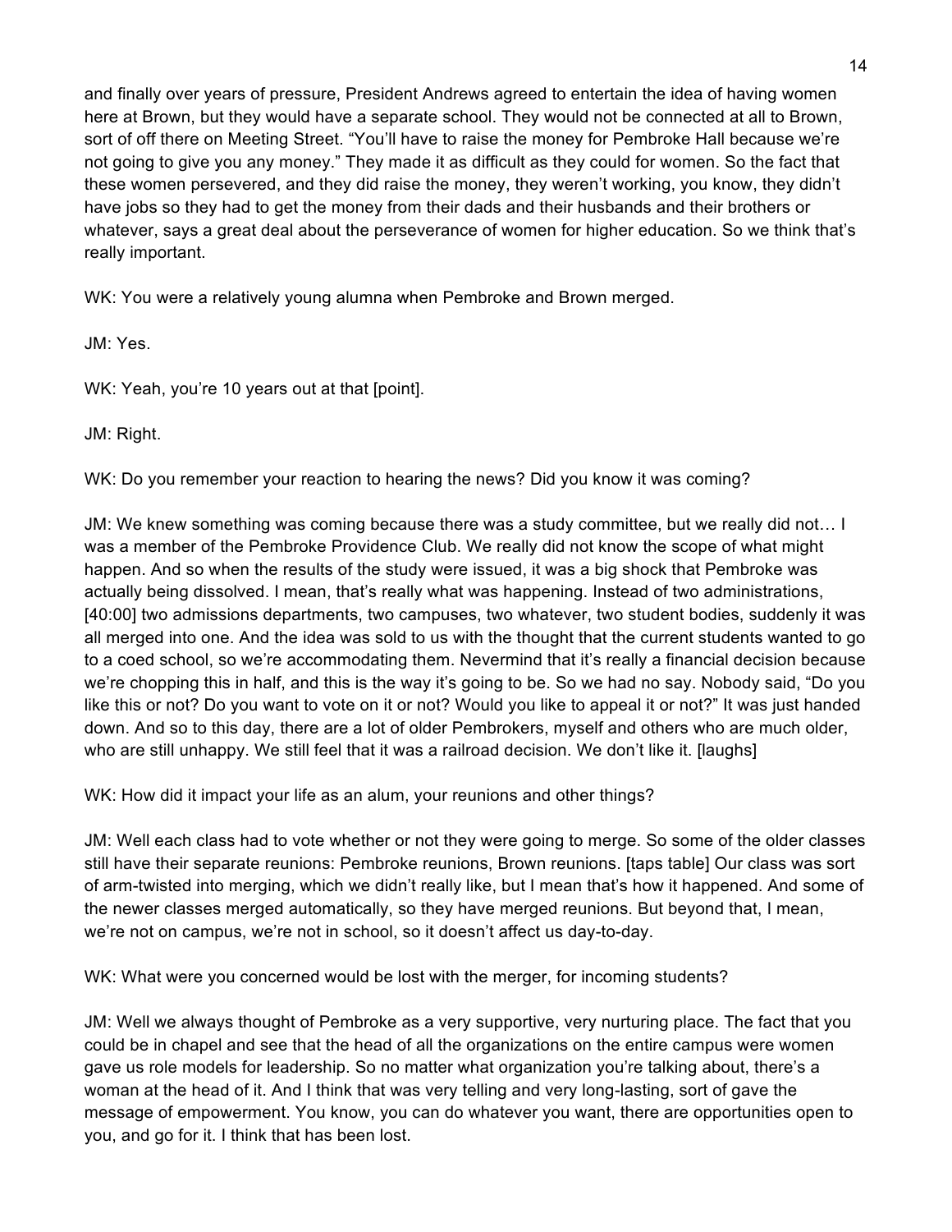and finally over years of pressure, President Andrews agreed to entertain the idea of having women here at Brown, but they would have a separate school. They would not be connected at all to Brown, sort of off there on Meeting Street. "You'll have to raise the money for Pembroke Hall because we're not going to give you any money." They made it as difficult as they could for women. So the fact that these women persevered, and they did raise the money, they weren't working, you know, they didn't have jobs so they had to get the money from their dads and their husbands and their brothers or whatever, says a great deal about the perseverance of women for higher education. So we think that's really important.

WK: You were a relatively young alumna when Pembroke and Brown merged.

JM: Yes.

WK: Yeah, you're 10 years out at that [point].

JM: Right.

WK: Do you remember your reaction to hearing the news? Did you know it was coming?

JM: We knew something was coming because there was a study committee, but we really did not… I was a member of the Pembroke Providence Club. We really did not know the scope of what might happen. And so when the results of the study were issued, it was a big shock that Pembroke was actually being dissolved. I mean, that's really what was happening. Instead of two administrations, [40:00] two admissions departments, two campuses, two whatever, two student bodies, suddenly it was all merged into one. And the idea was sold to us with the thought that the current students wanted to go to a coed school, so we're accommodating them. Nevermind that it's really a financial decision because we're chopping this in half, and this is the way it's going to be. So we had no say. Nobody said, "Do you like this or not? Do you want to vote on it or not? Would you like to appeal it or not?" It was just handed down. And so to this day, there are a lot of older Pembrokers, myself and others who are much older, who are still unhappy. We still feel that it was a railroad decision. We don't like it. [laughs]

WK: How did it impact your life as an alum, your reunions and other things?

JM: Well each class had to vote whether or not they were going to merge. So some of the older classes still have their separate reunions: Pembroke reunions, Brown reunions. [taps table] Our class was sort of arm-twisted into merging, which we didn't really like, but I mean that's how it happened. And some of the newer classes merged automatically, so they have merged reunions. But beyond that, I mean, we're not on campus, we're not in school, so it doesn't affect us day-to-day.

WK: What were you concerned would be lost with the merger, for incoming students?

JM: Well we always thought of Pembroke as a very supportive, very nurturing place. The fact that you could be in chapel and see that the head of all the organizations on the entire campus were women gave us role models for leadership. So no matter what organization you're talking about, there's a woman at the head of it. And I think that was very telling and very long-lasting, sort of gave the message of empowerment. You know, you can do whatever you want, there are opportunities open to you, and go for it. I think that has been lost.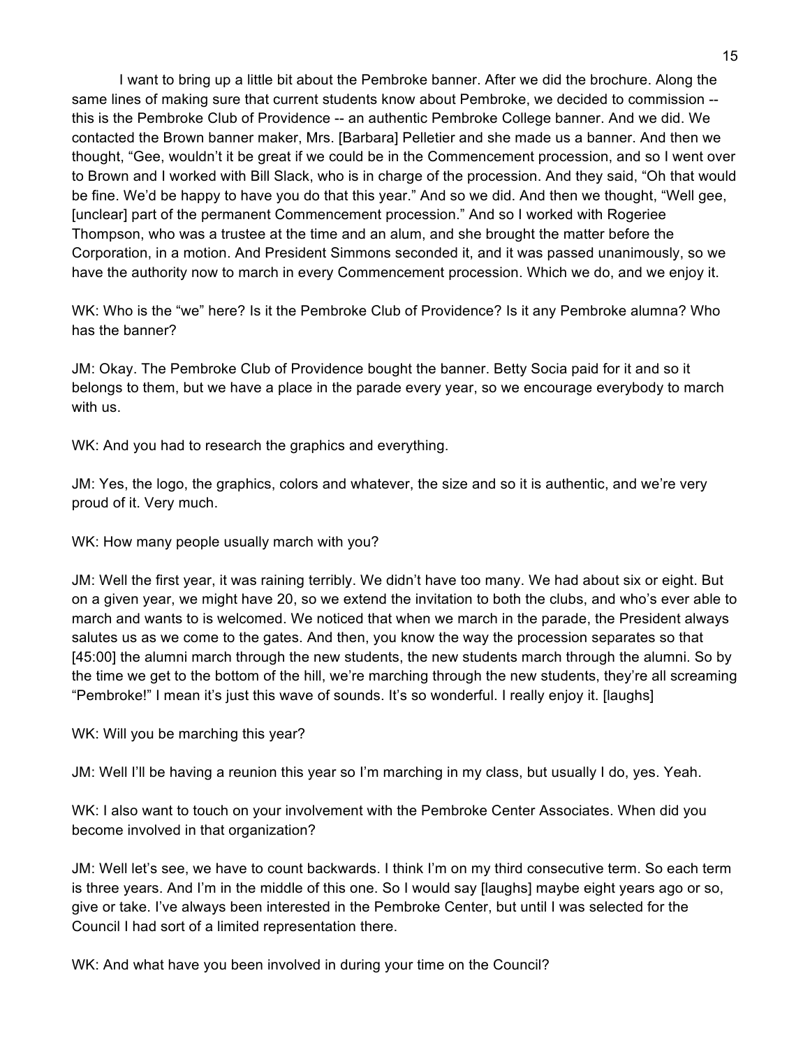I want to bring up a little bit about the Pembroke banner. After we did the brochure. Along the same lines of making sure that current students know about Pembroke, we decided to commission -- this is the Pembroke Club of Providence -- an authentic Pembroke College banner. And we did. We contacted the Brown banner maker, Mrs. [Barbara] Pelletier and she made us a banner. And then we thought, "Gee, wouldn't it be great if we could be in the Commencement procession, and so I went over to Brown and I worked with Bill Slack, who is in charge of the procession. And they said, "Oh that would be fine. We'd be happy to have you do that this year." And so we did. And then we thought, "Well gee, [unclear] part of the permanent Commencement procession." And so I worked with Rogeriee Thompson, who was a trustee at the time and an alum, and she brought the matter before the Corporation, in a motion. And President Simmons seconded it, and it was passed unanimously, so we have the authority now to march in every Commencement procession. Which we do, and we enjoy it.

WK: Who is the "we" here? Is it the Pembroke Club of Providence? Is it any Pembroke alumna? Who has the banner?

JM: Okay. The Pembroke Club of Providence bought the banner. Betty Socia paid for it and so it belongs to them, but we have a place in the parade every year, so we encourage everybody to march with us.

WK: And you had to research the graphics and everything.

JM: Yes, the logo, the graphics, colors and whatever, the size and so it is authentic, and we're very proud of it. Very much.

WK: How many people usually march with you?

JM: Well the first year, it was raining terribly. We didn't have too many. We had about six or eight. But on a given year, we might have 20, so we extend the invitation to both the clubs, and who's ever able to march and wants to is welcomed. We noticed that when we march in the parade, the President always salutes us as we come to the gates. And then, you know the way the procession separates so that [45:00] the alumni march through the new students, the new students march through the alumni. So by the time we get to the bottom of the hill, we're marching through the new students, they're all screaming "Pembroke!" I mean it's just this wave of sounds. It's so wonderful. I really enjoy it. [laughs]

WK: Will you be marching this year?

JM: Well I'll be having a reunion this year so I'm marching in my class, but usually I do, yes. Yeah.

WK: I also want to touch on your involvement with the Pembroke Center Associates. When did you become involved in that organization?

JM: Well let's see, we have to count backwards. I think I'm on my third consecutive term. So each term is three years. And I'm in the middle of this one. So I would say [laughs] maybe eight years ago or so, give or take. I've always been interested in the Pembroke Center, but until I was selected for the Council I had sort of a limited representation there.

WK: And what have you been involved in during your time on the Council?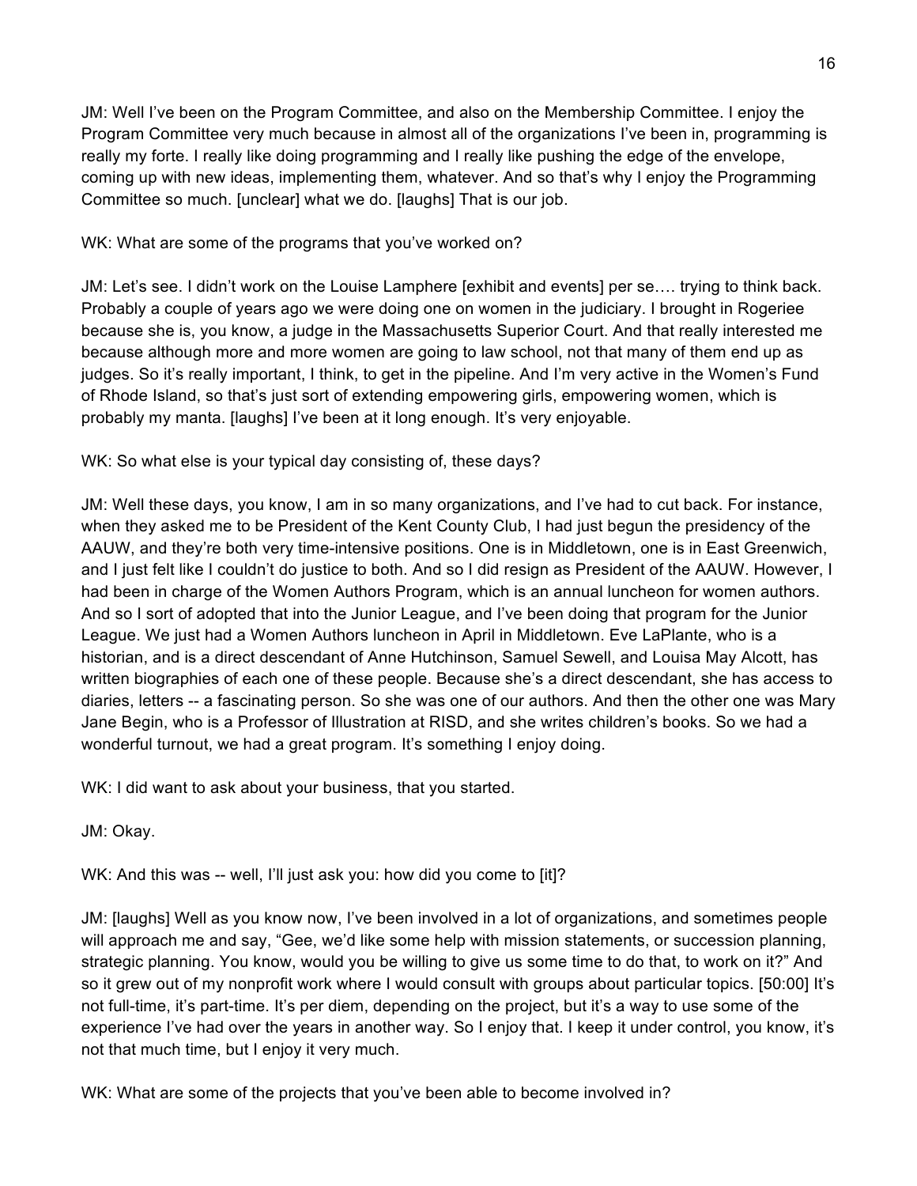JM: Well I've been on the Program Committee, and also on the Membership Committee. I enjoy the Program Committee very much because in almost all of the organizations I've been in, programming is really my forte. I really like doing programming and I really like pushing the edge of the envelope, coming up with new ideas, implementing them, whatever. And so that's why I enjoy the Programming Committee so much. [unclear] what we do. [laughs] That is our job.

WK: What are some of the programs that you've worked on?

JM: Let's see. I didn't work on the Louise Lamphere [exhibit and events] per se…. trying to think back. Probably a couple of years ago we were doing one on women in the judiciary. I brought in Rogeriee because she is, you know, a judge in the Massachusetts Superior Court. And that really interested me because although more and more women are going to law school, not that many of them end up as judges. So it's really important, I think, to get in the pipeline. And I'm very active in the Women's Fund of Rhode Island, so that's just sort of extending empowering girls, empowering women, which is probably my manta. [laughs] I've been at it long enough. It's very enjoyable.

WK: So what else is your typical day consisting of, these days?

JM: Well these days, you know, I am in so many organizations, and I've had to cut back. For instance, when they asked me to be President of the Kent County Club, I had just begun the presidency of the AAUW, and they're both very time-intensive positions. One is in Middletown, one is in East Greenwich, and I just felt like I couldn't do justice to both. And so I did resign as President of the AAUW. However, I had been in charge of the Women Authors Program, which is an annual luncheon for women authors. And so I sort of adopted that into the Junior League, and I've been doing that program for the Junior League. We just had a Women Authors luncheon in April in Middletown. Eve LaPlante, who is a historian, and is a direct descendant of Anne Hutchinson, Samuel Sewell, and Louisa May Alcott, has written biographies of each one of these people. Because she's a direct descendant, she has access to diaries, letters -- a fascinating person. So she was one of our authors. And then the other one was Mary Jane Begin, who is a Professor of Illustration at RISD, and she writes children's books. So we had a wonderful turnout, we had a great program. It's something I enjoy doing.

WK: I did want to ask about your business, that you started.

JM: Okay.

WK: And this was -- well, I'll just ask you: how did you come to [it]?

JM: [laughs] Well as you know now, I've been involved in a lot of organizations, and sometimes people will approach me and say, "Gee, we'd like some help with mission statements, or succession planning, strategic planning. You know, would you be willing to give us some time to do that, to work on it?" And so it grew out of my nonprofit work where I would consult with groups about particular topics. [50:00] It's not full-time, it's part-time. It's per diem, depending on the project, but it's a way to use some of the experience I've had over the years in another way. So I enjoy that. I keep it under control, you know, it's not that much time, but I enjoy it very much.

WK: What are some of the projects that you've been able to become involved in?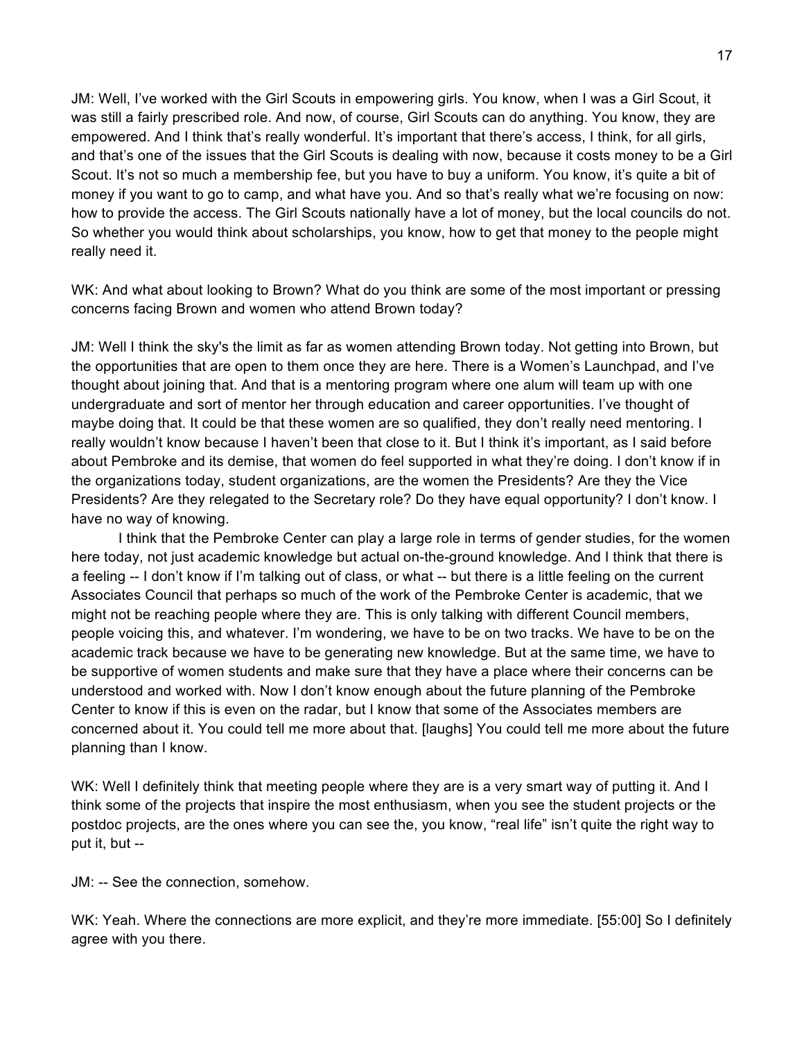JM: Well, I've worked with the Girl Scouts in empowering girls. You know, when I was a Girl Scout, it was still a fairly prescribed role. And now, of course, Girl Scouts can do anything. You know, they are empowered. And I think that's really wonderful. It's important that there's access, I think, for all girls, and that's one of the issues that the Girl Scouts is dealing with now, because it costs money to be a Girl Scout. It's not so much a membership fee, but you have to buy a uniform. You know, it's quite a bit of money if you want to go to camp, and what have you. And so that's really what we're focusing on now: how to provide the access. The Girl Scouts nationally have a lot of money, but the local councils do not. So whether you would think about scholarships, you know, how to get that money to the people might really need it.

WK: And what about looking to Brown? What do you think are some of the most important or pressing concerns facing Brown and women who attend Brown today?

JM: Well I think the sky's the limit as far as women attending Brown today. Not getting into Brown, but the opportunities that are open to them once they are here. There is a Women's Launchpad, and I've thought about joining that. And that is a mentoring program where one alum will team up with one undergraduate and sort of mentor her through education and career opportunities. I've thought of maybe doing that. It could be that these women are so qualified, they don't really need mentoring. I really wouldn't know because I haven't been that close to it. But I think it's important, as I said before about Pembroke and its demise, that women do feel supported in what they're doing. I don't know if in the organizations today, student organizations, are the women the Presidents? Are they the Vice Presidents? Are they relegated to the Secretary role? Do they have equal opportunity? I don't know. I have no way of knowing.

I think that the Pembroke Center can play a large role in terms of gender studies, for the women here today, not just academic knowledge but actual on-the-ground knowledge. And I think that there is a feeling -- I don't know if I'm talking out of class, or what -- but there is a little feeling on the current Associates Council that perhaps so much of the work of the Pembroke Center is academic, that we might not be reaching people where they are. This is only talking with different Council members, people voicing this, and whatever. I'm wondering, we have to be on two tracks. We have to be on the academic track because we have to be generating new knowledge. But at the same time, we have to be supportive of women students and make sure that they have a place where their concerns can be understood and worked with. Now I don't know enough about the future planning of the Pembroke Center to know if this is even on the radar, but I know that some of the Associates members are concerned about it. You could tell me more about that. [laughs] You could tell me more about the future planning than I know.

WK: Well I definitely think that meeting people where they are is a very smart way of putting it. And I think some of the projects that inspire the most enthusiasm, when you see the student projects or the postdoc projects, are the ones where you can see the, you know, "real life" isn't quite the right way to put it, but --

JM: -- See the connection, somehow.

WK: Yeah. Where the connections are more explicit, and they're more immediate. [55:00] So I definitely agree with you there.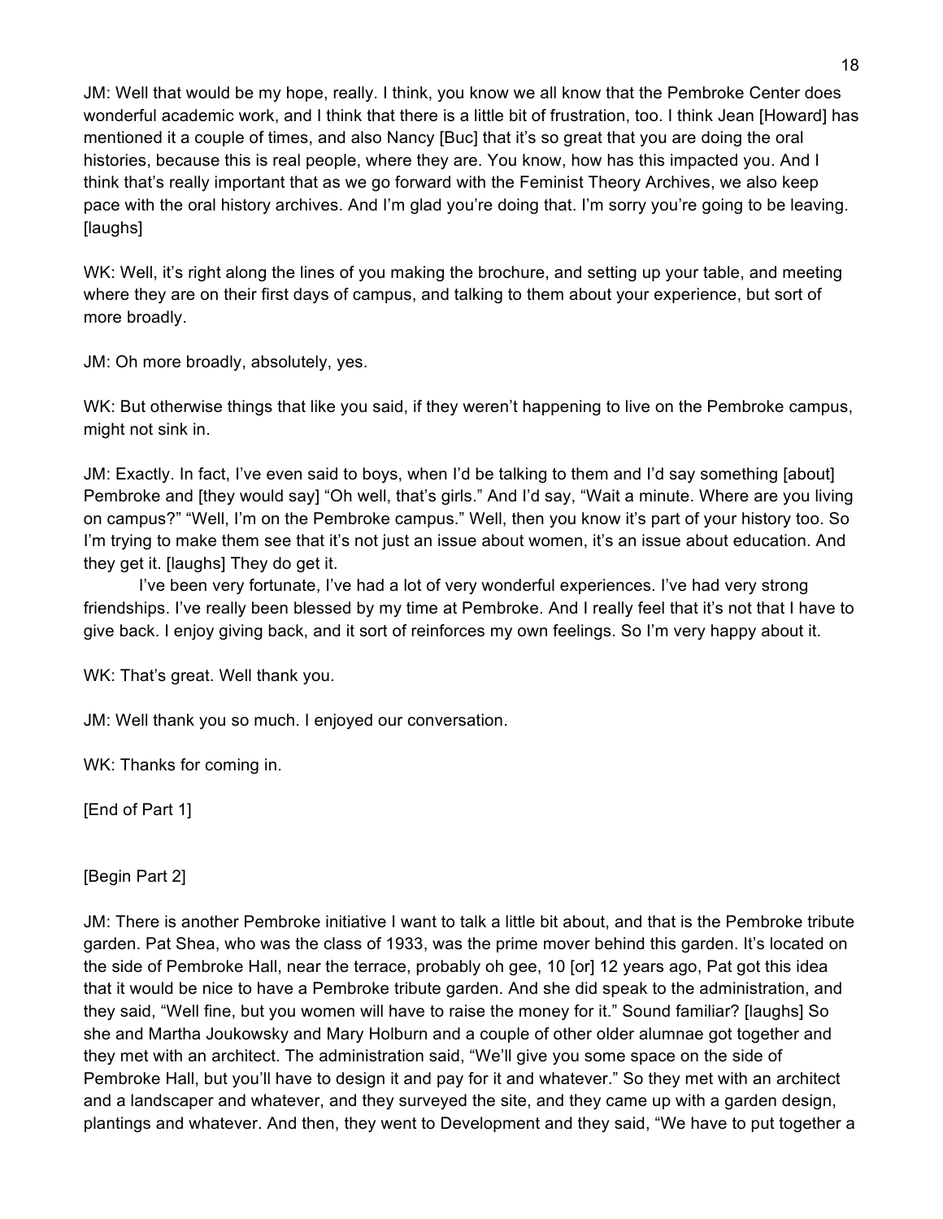JM: Well that would be my hope, really. I think, you know we all know that the Pembroke Center does wonderful academic work, and I think that there is a little bit of frustration, too. I think Jean [Howard] has mentioned it a couple of times, and also Nancy [Buc] that it's so great that you are doing the oral histories, because this is real people, where they are. You know, how has this impacted you. And I think that's really important that as we go forward with the Feminist Theory Archives, we also keep pace with the oral history archives. And I'm glad you're doing that. I'm sorry you're going to be leaving. [laughs]

WK: Well, it's right along the lines of you making the brochure, and setting up your table, and meeting where they are on their first days of campus, and talking to them about your experience, but sort of more broadly.

JM: Oh more broadly, absolutely, yes.

WK: But otherwise things that like you said, if they weren't happening to live on the Pembroke campus, might not sink in.

JM: Exactly. In fact, I've even said to boys, when I'd be talking to them and I'd say something [about] Pembroke and [they would say] "Oh well, that's girls." And I'd say, "Wait a minute. Where are you living on campus?" "Well, I'm on the Pembroke campus." Well, then you know it's part of your history too. So I'm trying to make them see that it's not just an issue about women, it's an issue about education. And they get it. [laughs] They do get it.

I've been very fortunate, I've had a lot of very wonderful experiences. I've had very strong friendships. I've really been blessed by my time at Pembroke. And I really feel that it's not that I have to give back. I enjoy giving back, and it sort of reinforces my own feelings. So I'm very happy about it.

WK: That's great. Well thank you.

JM: Well thank you so much. I enjoyed our conversation.

WK: Thanks for coming in.

[End of Part 1]

[Begin Part 2]

JM: There is another Pembroke initiative I want to talk a little bit about, and that is the Pembroke tribute garden. Pat Shea, who was the class of 1933, was the prime mover behind this garden. It's located on the side of Pembroke Hall, near the terrace, probably oh gee, 10 [or] 12 years ago, Pat got this idea that it would be nice to have a Pembroke tribute garden. And she did speak to the administration, and they said, "Well fine, but you women will have to raise the money for it." Sound familiar? [laughs] So she and Martha Joukowsky and Mary Holburn and a couple of other older alumnae got together and they met with an architect. The administration said, "We'll give you some space on the side of Pembroke Hall, but you'll have to design it and pay for it and whatever." So they met with an architect and a landscaper and whatever, and they surveyed the site, and they came up with a garden design, plantings and whatever. And then, they went to Development and they said, "We have to put together a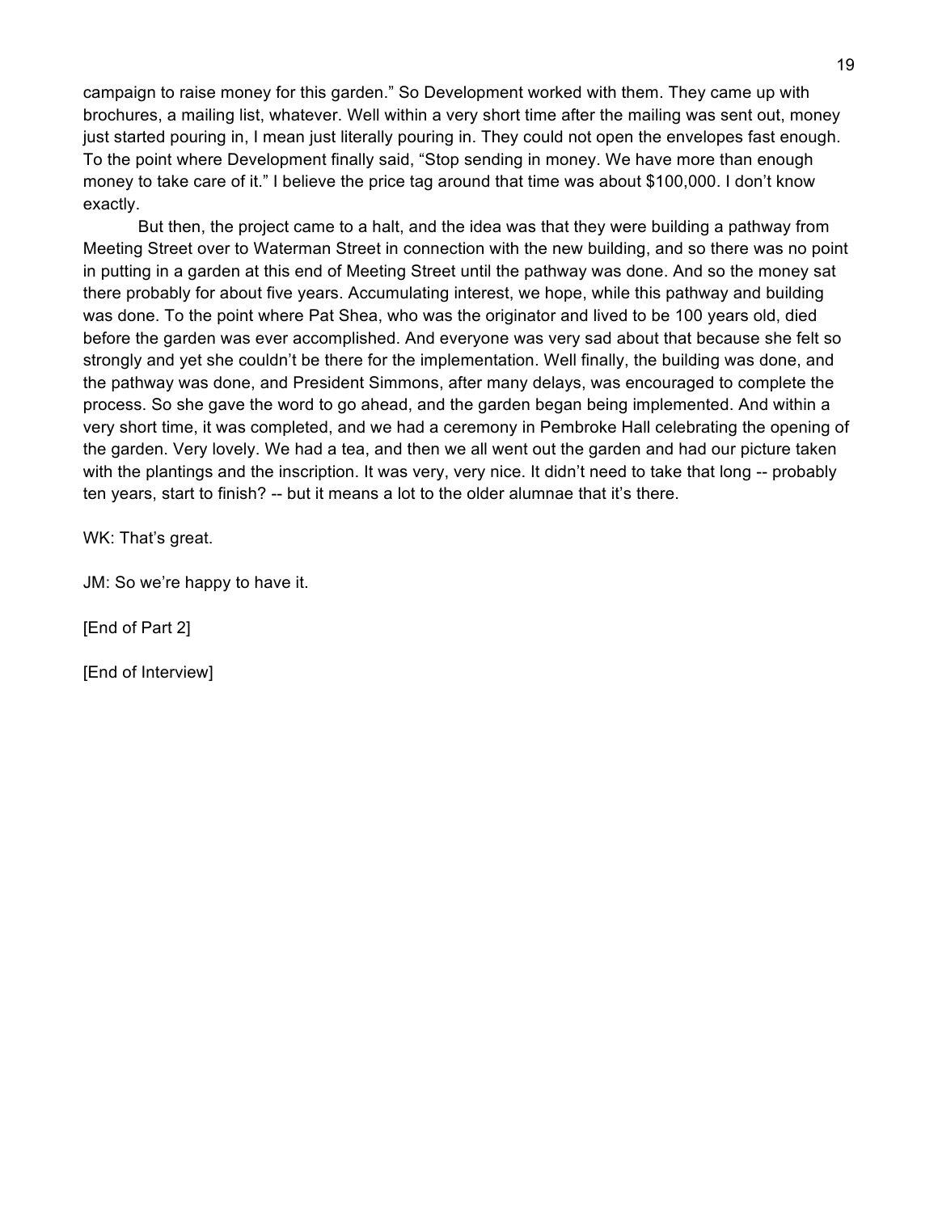campaign to raise money for this garden." So Development worked with them. They came up with brochures, a mailing list, whatever. Well within a very short time after the mailing was sent out, money just started pouring in, I mean just literally pouring in. They could not open the envelopes fast enough. To the point where Development finally said, "Stop sending in money. We have more than enough money to take care of it." I believe the price tag around that time was about $100,000. I don't know exactly.

But then, the project came to a halt, and the idea was that they were building a pathway from Meeting Street over to Waterman Street in connection with the new building, and so there was no point in putting in a garden at this end of Meeting Street until the pathway was done. And so the money sat there probably for about five years. Accumulating interest, we hope, while this pathway and building was done. To the point where Pat Shea, who was the originator and lived to be 100 years old, died before the garden was ever accomplished. And everyone was very sad about that because she felt so strongly and yet she couldn't be there for the implementation. Well finally, the building was done, and the pathway was done, and President Simmons, after many delays, was encouraged to complete the process. So she gave the word to go ahead, and the garden began being implemented. And within a very short time, it was completed, and we had a ceremony in Pembroke Hall celebrating the opening of the garden. Very lovely. We had a tea, and then we all went out the garden and had our picture taken with the plantings and the inscription. It was very, very nice. It didn't need to take that long -- probably ten years, start to finish? -- but it means a lot to the older alumnae that it's there.

WK: That's great.

JM: So we're happy to have it.

[End of Part 2]

[End of Interview]